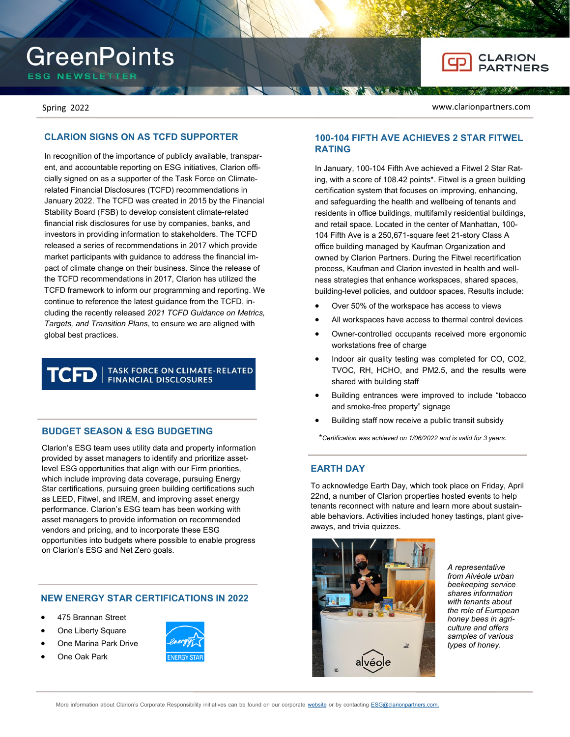# GreenPoints

ESG NEWSLETTER

Spring 2022

www.clarionpartners.com

## CLARION SIGNS ON AS TCFD SUPPORTER

In recognition of the importance of publicly available, transparent, and accountable reporting on ESG initiatives, Clarion officially signed on as a supporter of the Task Force on Climate-related Financial Disclosures (TCFD) recommendations in January 2022. The TCFD was created in 2015 by the Financial Stability Board (FSB) to develop consistent climate-related financial risk disclosures for use by companies, banks, and investors in providing information to stakeholders. The TCFD released a series of recommendations in 2017 which provide market participants with guidance to address the financial impact of climate change on their business. Since the release of the TCFD recommendations in 2017, Clarion has utilized the TCFD framework to inform our programming and reporting. We continue to reference the latest guidance from the TCFD, including the recently released *2021 TCFD Guidance on Metrics, Targets, and Transition Plans*, to ensure we are aligned with global best practices.

TCFD | TASK FORCE ON CLIMATE-RELATED FINANCIAL DISCLOSURES

## BUDGET SEASON & ESG BUDGETING

Clarion's ESG team uses utility data and property information provided by asset managers to identify and prioritize asset-level ESG opportunities that align with our Firm priorities, which include improving data coverage, pursuing Energy Star certifications, pursuing green building certifications such as LEED, Fitwel, and IREM, and improving asset energy performance. Clarion's ESG team has been working with asset managers to provide information on recommended vendors and pricing, and to incorporate these ESG opportunities into budgets where possible to enable progress on Clarion's ESG and Net Zero goals.

## NEW ENERGY STAR CERTIFICATIONS IN 2022

- 475 Brannan Street
- One Liberty Square
- One Marina Park Drive
- One Oak Park

## 100-104 FIFTH AVE ACHIEVES 2 STAR FITWEL RATING

In January, 100-104 Fifth Ave achieved a Fitwel 2 Star Rating, with a score of 108.42 points*. Fitwel is a green building certification system that focuses on improving, enhancing, and safeguarding the health and wellbeing of tenants and residents in office buildings, multifamily residential buildings, and retail space. Located in the center of Manhattan, 100-104 Fifth Ave is a 250,671-square feet 21-story Class A office building managed by Kaufman Organization and owned by Clarion Partners. During the Fitwel recertification process, Kaufman and Clarion invested in health and wellness strategies that enhance workspaces, shared spaces, building-level policies, and outdoor spaces. Results include:

- Over 50% of the workspace has access to views
- All workspaces have access to thermal control devices
- Owner-controlled occupants received more ergonomic workstations free of charge
- Indoor air quality testing was completed for CO, $CO_2$, TVOC, RH, HCHO, and PM2.5, and the results were shared with building staff
- Building entrances were improved to include "tobacco and smoke-free property" signage
- Building staff now receive a public transit subsidy

*\*Certification was achieved on 1/06/2022 and is valid for 3 years.*

## EARTH DAY

To acknowledge Earth Day, which took place on Friday, April 22nd, a number of Clarion properties hosted events to help tenants reconnect with nature and learn more about sustainable behaviors. Activities included honey tastings, plant giveaways, and trivia quizzes.

*A representative from Alvéole urban beekeeping service shares information with tenants about the role of European honey bees in agriculture and offers samples of various types of honey.*

More information about Clarion's Corporate Responsibility initiatives can be found on our corporate website or by contacting ESG@clarionpartners.com.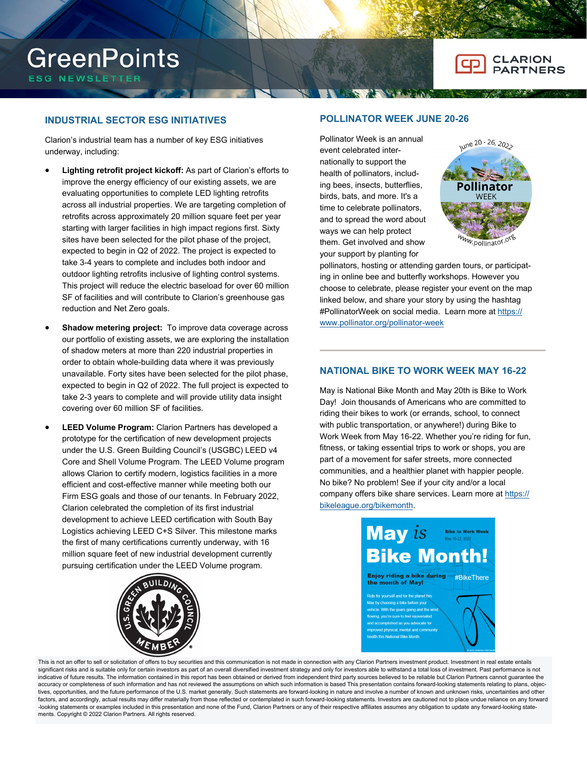# GreenPoints

ESG NEWSLETTER

CLARION PARTNERS

## INDUSTRIAL SECTOR ESG INITIATIVES

Clarion's industrial team has a number of key ESG initiatives underway, including:

- **Lighting retrofit project kickoff:** As part of Clarion's efforts to improve the energy efficiency of our existing assets, we are evaluating opportunities to complete LED lighting retrofits across all industrial properties. We are targeting completion of retrofits across approximately 20 million square feet per year starting with larger facilities in high impact regions first. Sixty sites have been selected for the pilot phase of the project, expected to begin in Q2 of 2022. The project is expected to take 3-4 years to complete and includes both indoor and outdoor lighting retrofits inclusive of lighting control systems. This project will reduce the electric baseload for over 60 million SF of facilities and will contribute to Clarion's greenhouse gas reduction and Net Zero goals.

- **Shadow metering project:** To improve data coverage across our portfolio of existing assets, we are exploring the installation of shadow meters at more than 220 industrial properties in order to obtain whole-building data where it was previously unavailable. Forty sites have been selected for the pilot phase, expected to begin in Q2 of 2022. The full project is expected to take 2-3 years to complete and will provide utility data insight covering over 60 million SF of facilities.

- **LEED Volume Program:** Clarion Partners has developed a prototype for the certification of new development projects under the U.S. Green Building Council's (USGBC) LEED v4 Core and Shell Volume Program. The LEED Volume program allows Clarion to certify modern, logistics facilities in a more efficient and cost-effective manner while meeting both our Firm ESG goals and those of our tenants. In February 2022, Clarion celebrated the completion of its first industrial development to achieve LEED certification with South Bay Logistics achieving LEED C+S Silver. This milestone marks the first of many certifications currently underway, with 16 million square feet of new industrial development currently pursuing certification under the LEED Volume program.

## POLLINATOR WEEK JUNE 20-26

Pollinator Week is an annual event celebrated internationally to support the health of pollinators, including bees, insects, butterflies, birds, bats, and more. It's a time to celebrate pollinators, and to spread the word about ways we can help protect them. Get involved and show your support by planting for pollinators, hosting or attending garden tours, or participating in online bee and butterfly workshops. However you choose to celebrate, please register your event on the map linked below, and share your story by using the hashtag #PollinatorWeek on social media. Learn more at https://www.pollinator.org/pollinator-week

## NATIONAL BIKE TO WORK WEEK MAY 16-22

May is National Bike Month and May 20th is Bike to Work Day! Join thousands of Americans who are committed to riding their bikes to work (or errands, school, to connect with public transportation, or anywhere!) during Bike to Work Week from May 16-22. Whether you're riding for fun, fitness, or taking essential trips to work or shops, you are part of a movement for safer streets, more connected communities, and a healthier planet with happier people. No bike? No problem! See if your city and/or a local company offers bike share services. Learn more at https://bikeleague.org/bikemonth.

This is not an offer to sell or solicitation of offers to buy securities and this communication is not made in connection with any Clarion Partners investment product. Investment in real estate entails significant risks and is suitable only for certain investors as part of an overall diversified investment strategy and only for investors able to withstand a total loss of investment. Past performance is not indicative of future results. The information contained in this report has been obtained or derived from independent third party sources believed to be reliable but Clarion Partners cannot guarantee the accuracy or completeness of such information and has not reviewed the assumptions on which such information is based This presentation contains forward-looking statements relating to plans, objectives, opportunities, and the future performance of the U.S. market generally. Such statements are forward-looking in nature and involve a number of known and unknown risks, uncertainties and other factors, and accordingly, actual results may differ materially from those reflected or contemplated in such forward-looking statements. Investors are cautioned not to place undue reliance on any forward-looking statements or examples included in this presentation and none of the Fund, Clarion Partners or any of their respective affiliates assumes any obligation to update any forward-looking statements. Copyright © 2022 Clarion Partners. All rights reserved.